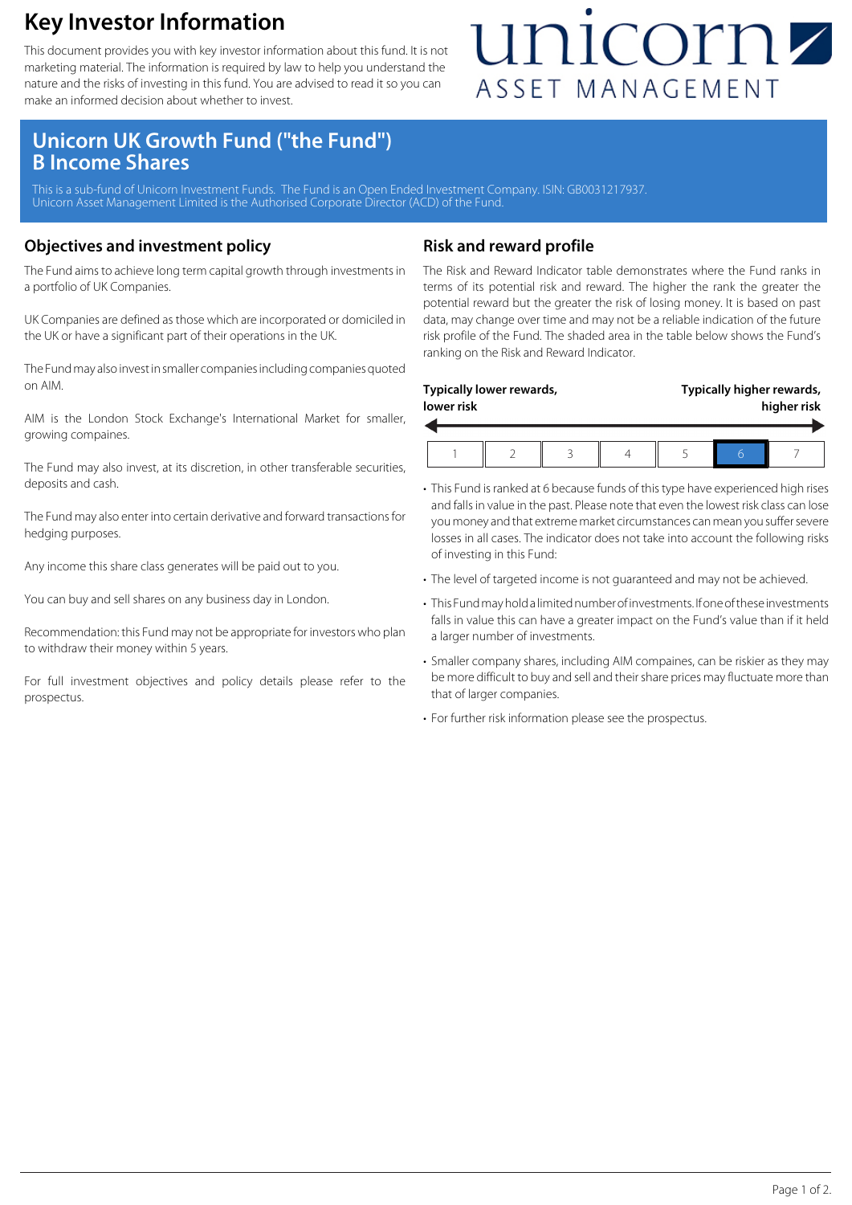# Key Investor Information

This document provides you with key investor information about this fund. It is not marketing material. The information is required by law to help you understand the nature and the risks of investing in this fund. You are advised to read it so you can make an informed decision about whether to invest.

unicorn ASSET MANAGEMENT

## Unicorn UK Growth Fund ("the Fund") B Income Shares

This is a sub-fund of Unicorn Investment Funds. The Fund is an Open Ended Investment Company. ISIN: GB0031217937. Unicorn Asset Management Limited is the Authorised Corporate Director (ACD) of the Fund.

## Objectives and investment policy

The Fund aims to achieve long term capital growth through investments in a portfolio of UK Companies.

UK Companies are defined as those which are incorporated or domiciled in the UK or have a significant part of their operations in the UK.

The Fund may also invest in smaller companies including companies quoted on AIM.

AIM is the London Stock Exchange's International Market for smaller, growing compaines.

The Fund may also invest, at its discretion, in other transferable securities, deposits and cash.

The Fund may also enter into certain derivative and forward transactions for hedging purposes.

Any income this share class generates will be paid out to you.

You can buy and sell shares on any business day in London.

Recommendation: this Fund may not be appropriate for investors who plan to withdraw their money within 5 years.

For full investment objectives and policy details please refer to the prospectus.

## Risk and reward profile

The Risk and Reward Indicator table demonstrates where the Fund ranks in terms of its potential risk and reward. The higher the rank the greater the potential reward but the greater the risk of losing money. It is based on past data, may change over time and may not be a reliable indication of the future risk profile of the Fund. The shaded area in the table below shows the Fund's ranking on the Risk and Reward Indicator.

**Typically lower rewards, lower risk** — **Typically higher rewards, higher risk**

| 1 | 2 | 3 | 4 | 5 | **6** | 7 |
|---|---|---|---|---|---|---|

- This Fund is ranked at 6 because funds of this type have experienced high rises and falls in value in the past. Please note that even the lowest risk class can lose you money and that extreme market circumstances can mean you suffer severe losses in all cases. The indicator does not take into account the following risks of investing in this Fund:
- The level of targeted income is not guaranteed and may not be achieved.
- This Fund may hold a limited number of investments. If one of these investments falls in value this can have a greater impact on the Fund's value than if it held a larger number of investments.
- Smaller company shares, including AIM compaines, can be riskier as they may be more difficult to buy and sell and their share prices may fluctuate more than that of larger companies.
- For further risk information please see the prospectus.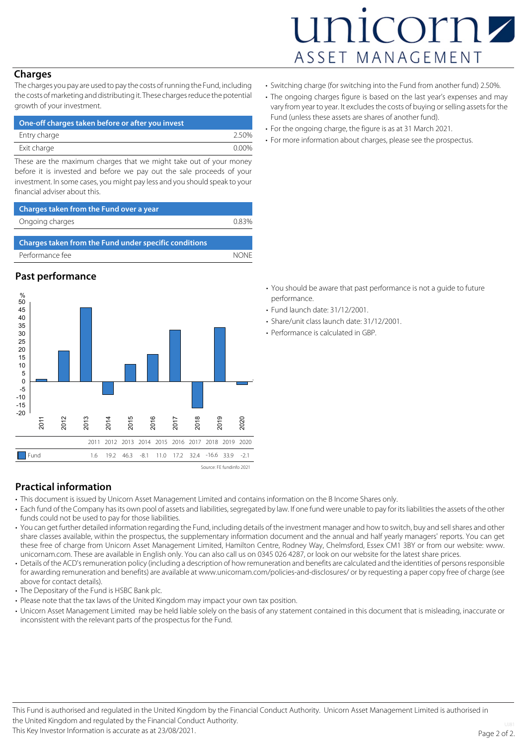## Charges

The charges you pay are used to pay the costs of running the Fund, including the costs of marketing and distributing it. These charges reduce the potential growth of your investment.

| One-off charges taken before or after you invest | |
|---|---|
| Entry charge | 2.50% |
| Exit charge | 0.00% |

These are the maximum charges that we might take out of your money before it is invested and before we pay out the sale proceeds of your investment. In some cases, you might pay less and you should speak to your financial adviser about this.

| Charges taken from the Fund over a year | |
|---|---|
| Ongoing charges | 0.83% |

| Charges taken from the Fund under specific conditions | |
|---|---|
| Performance fee | NONE |

- Switching charge (for switching into the Fund from another fund) 2.50%.
- The ongoing charges figure is based on the last year's expenses and may vary from year to year. It excludes the costs of buying or selling assets for the Fund (unless these assets are shares of another fund).
- For the ongoing charge, the figure is as at 31 March 2021.
- For more information about charges, please see the prospectus.

## Past performance

%
50
45
40
35
30
25
20
15
10
5
0
-5
-10
-15
-20

2011 2012 2013 2014 2015 2016 2017 2018 2019 2020

Fund: 2011 1.6, 2012 19.2, 2013 46.3, 2014 -8.1, 2015 11.0, 2016 17.2, 2017 32.4, 2018 -16.6, 2019 33.9, 2020 -2.1

Source: FE fundinfo 2021

- You should be aware that past performance is not a guide to future performance.
- Fund launch date: 31/12/2001.
- Share/unit class launch date: 31/12/2001.
- Performance is calculated in GBP.

## Practical information

- This document is issued by Unicorn Asset Management Limited and contains information on the B Income Shares only.
- Each fund of the Company has its own pool of assets and liabilities, segregated by law. If one fund were unable to pay for its liabilities the assets of the other funds could not be used to pay for those liabilities.
- You can get further detailed information regarding the Fund, including details of the investment manager and how to switch, buy and sell shares and other share classes available, within the prospectus, the supplementary information document and the annual and half yearly managers' reports. You can get these free of charge from Unicorn Asset Management Limited, Hamilton Centre, Rodney Way, Chelmsford, Essex CM1 3BY or from our website: www.unicornam.com. These are available in English only. You can also call us on 0345 026 4287, or look on our website for the latest share prices.
- Details of the ACD's remuneration policy (including a description of how remuneration and benefits are calculated and the identities of persons responsible for awarding remuneration and benefits) are available at www.unicornam.com/policies-and-disclosures/ or by requesting a paper copy free of charge (see above for contact details).
- The Depositary of the Fund is HSBC Bank plc.
- Please note that the tax laws of the United Kingdom may impact your own tax position.
- Unicorn Asset Management Limited may be held liable solely on the basis of any statement contained in this document that is misleading, inaccurate or inconsistent with the relevant parts of the prospectus for the Fund.

This Fund is authorised and regulated in the United Kingdom by the Financial Conduct Authority. Unicorn Asset Management Limited is authorised in the United Kingdom and regulated by the Financial Conduct Authority.
This Key Investor Information is accurate as at 23/08/2021.